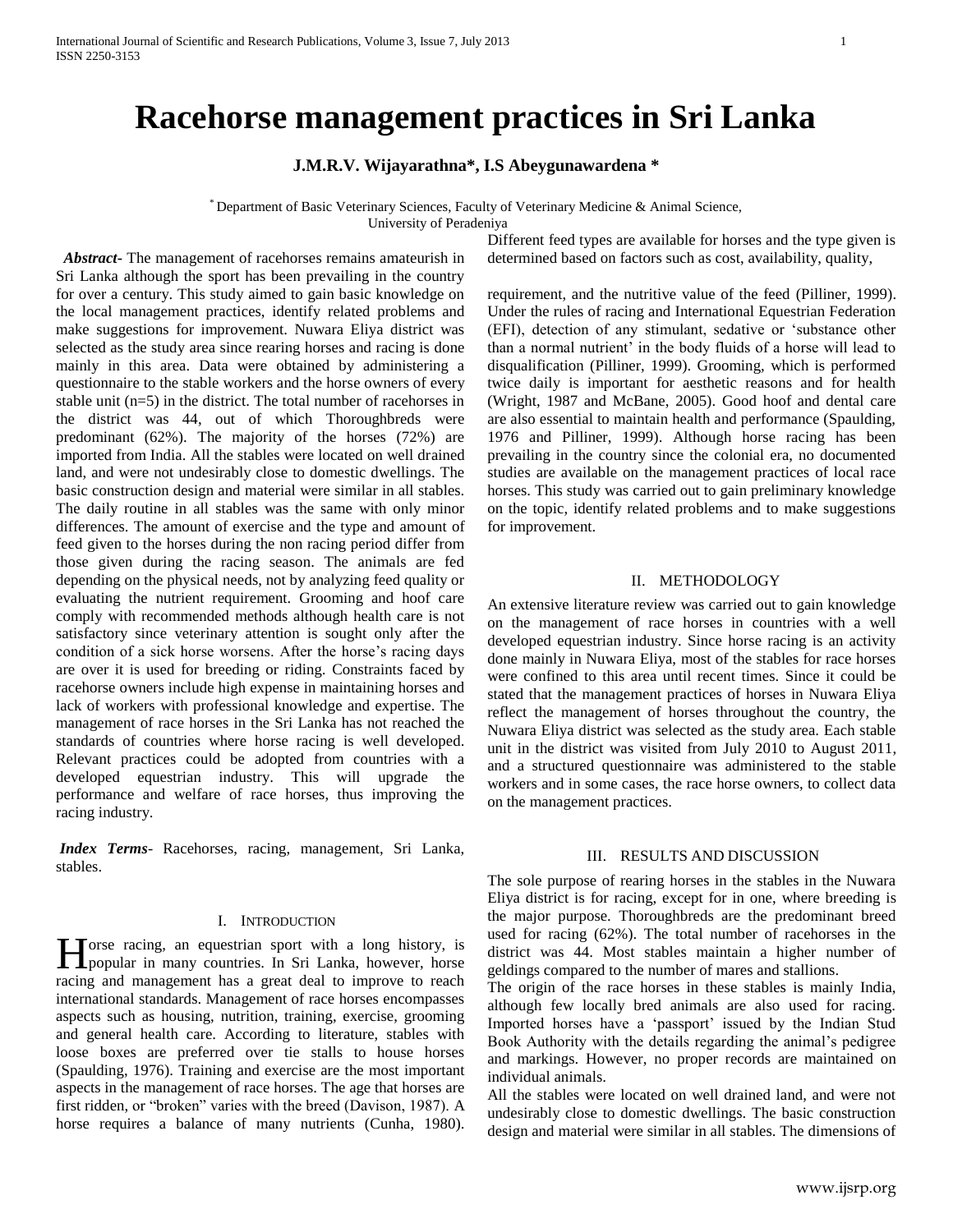# Racehorse management practices in Sri Lanka

**J.M.R.V. Wijayarathna*, I.S Abeygunawardena ***

* Department of Basic Veterinary Sciences, Faculty of Veterinary Medicine & Animal Science, University of Peradeniya

***Abstract*-** The management of racehorses remains amateurish in Sri Lanka although the sport has been prevailing in the country for over a century. This study aimed to gain basic knowledge on the local management practices, identify related problems and make suggestions for improvement. Nuwara Eliya district was selected as the study area since rearing horses and racing is done mainly in this area. Data were obtained by administering a questionnaire to the stable workers and the horse owners of every stable unit (n=5) in the district. The total number of racehorses in the district was 44, out of which Thoroughbreds were predominant (62%). The majority of the horses (72%) are imported from India. All the stables were located on well drained land, and were not undesirably close to domestic dwellings. The basic construction design and material were similar in all stables. The daily routine in all stables was the same with only minor differences. The amount of exercise and the type and amount of feed given to the horses during the non racing period differ from those given during the racing season. The animals are fed depending on the physical needs, not by analyzing feed quality or evaluating the nutrient requirement. Grooming and hoof care comply with recommended methods although health care is not satisfactory since veterinary attention is sought only after the condition of a sick horse worsens. After the horse's racing days are over it is used for breeding or riding. Constraints faced by racehorse owners include high expense in maintaining horses and lack of workers with professional knowledge and expertise. The management of race horses in the Sri Lanka has not reached the standards of countries where horse racing is well developed. Relevant practices could be adopted from countries with a developed equestrian industry. This will upgrade the performance and welfare of race horses, thus improving the racing industry.

***Index Terms*-** Racehorses, racing, management, Sri Lanka, stables.

## I. Introduction

Horse racing, an equestrian sport with a long history, is popular in many countries. In Sri Lanka, however, horse racing and management has a great deal to improve to reach international standards. Management of race horses encompasses aspects such as housing, nutrition, training, exercise, grooming and general health care. According to literature, stables with loose boxes are preferred over tie stalls to house horses (Spaulding, 1976). Training and exercise are the most important aspects in the management of race horses. The age that horses are first ridden, or "broken" varies with the breed (Davison, 1987). A horse requires a balance of many nutrients (Cunha, 1980). Different feed types are available for horses and the type given is determined based on factors such as cost, availability, quality, requirement, and the nutritive value of the feed (Pilliner, 1999). Under the rules of racing and International Equestrian Federation (EFI), detection of any stimulant, sedative or 'substance other than a normal nutrient' in the body fluids of a horse will lead to disqualification (Pilliner, 1999). Grooming, which is performed twice daily is important for aesthetic reasons and for health (Wright, 1987 and McBane, 2005). Good hoof and dental care are also essential to maintain health and performance (Spaulding, 1976 and Pilliner, 1999). Although horse racing has been prevailing in the country since the colonial era, no documented studies are available on the management practices of local race horses. This study was carried out to gain preliminary knowledge on the topic, identify related problems and to make suggestions for improvement.

## II. Methodology

An extensive literature review was carried out to gain knowledge on the management of race horses in countries with a well developed equestrian industry. Since horse racing is an activity done mainly in Nuwara Eliya, most of the stables for race horses were confined to this area until recent times. Since it could be stated that the management practices of horses in Nuwara Eliya reflect the management of horses throughout the country, the Nuwara Eliya district was selected as the study area. Each stable unit in the district was visited from July 2010 to August 2011, and a structured questionnaire was administered to the stable workers and in some cases, the race horse owners, to collect data on the management practices.

## III. Results and Discussion

The sole purpose of rearing horses in the stables in the Nuwara Eliya district is for racing, except for in one, where breeding is the major purpose. Thoroughbreds are the predominant breed used for racing (62%). The total number of racehorses in the district was 44. Most stables maintain a higher number of geldings compared to the number of mares and stallions.

The origin of the race horses in these stables is mainly India, although few locally bred animals are also used for racing. Imported horses have a 'passport' issued by the Indian Stud Book Authority with the details regarding the animal's pedigree and markings. However, no proper records are maintained on individual animals.

All the stables were located on well drained land, and were not undesirably close to domestic dwellings. The basic construction design and material were similar in all stables. The dimensions of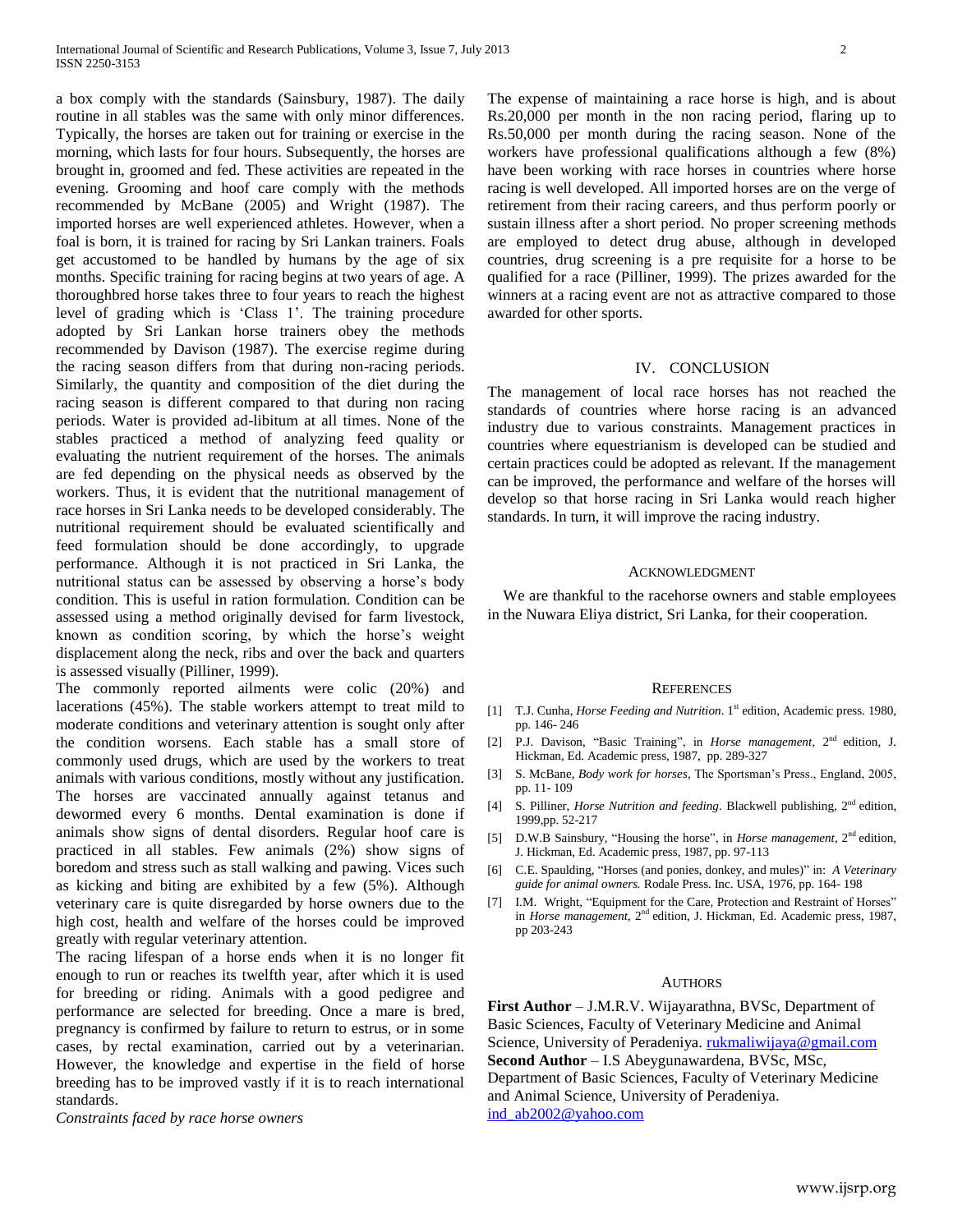a box comply with the standards (Sainsbury, 1987). The daily routine in all stables was the same with only minor differences. Typically, the horses are taken out for training or exercise in the morning, which lasts for four hours. Subsequently, the horses are brought in, groomed and fed. These activities are repeated in the evening. Grooming and hoof care comply with the methods recommended by McBane (2005) and Wright (1987). The imported horses are well experienced athletes. However, when a foal is born, it is trained for racing by Sri Lankan trainers. Foals get accustomed to be handled by humans by the age of six months. Specific training for racing begins at two years of age. A thoroughbred horse takes three to four years to reach the highest level of grading which is 'Class 1'. The training procedure adopted by Sri Lankan horse trainers obey the methods recommended by Davison (1987). The exercise regime during the racing season differs from that during non-racing periods. Similarly, the quantity and composition of the diet during the racing season is different compared to that during non racing periods. Water is provided ad-libitum at all times. None of the stables practiced a method of analyzing feed quality or evaluating the nutrient requirement of the horses. The animals are fed depending on the physical needs as observed by the workers. Thus, it is evident that the nutritional management of race horses in Sri Lanka needs to be developed considerably. The nutritional requirement should be evaluated scientifically and feed formulation should be done accordingly, to upgrade performance. Although it is not practiced in Sri Lanka, the nutritional status can be assessed by observing a horse's body condition. This is useful in ration formulation. Condition can be assessed using a method originally devised for farm livestock, known as condition scoring, by which the horse's weight displacement along the neck, ribs and over the back and quarters is assessed visually (Pilliner, 1999).

The commonly reported ailments were colic (20%) and lacerations (45%). The stable workers attempt to treat mild to moderate conditions and veterinary attention is sought only after the condition worsens. Each stable has a small store of commonly used drugs, which are used by the workers to treat animals with various conditions, mostly without any justification. The horses are vaccinated annually against tetanus and dewormed every 6 months. Dental examination is done if animals show signs of dental disorders. Regular hoof care is practiced in all stables. Few animals (2%) show signs of boredom and stress such as stall walking and pawing. Vices such as kicking and biting are exhibited by a few (5%). Although veterinary care is quite disregarded by horse owners due to the high cost, health and welfare of the horses could be improved greatly with regular veterinary attention.

The racing lifespan of a horse ends when it is no longer fit enough to run or reaches its twelfth year, after which it is used for breeding or riding. Animals with a good pedigree and performance are selected for breeding. Once a mare is bred, pregnancy is confirmed by failure to return to estrus, or in some cases, by rectal examination, carried out by a veterinarian. However, the knowledge and expertise in the field of horse breeding has to be improved vastly if it is to reach international standards.

*Constraints faced by race horse owners*

The expense of maintaining a race horse is high, and is about Rs.20,000 per month in the non racing period, flaring up to Rs.50,000 per month during the racing season. None of the workers have professional qualifications although a few (8%) have been working with race horses in countries where horse racing is well developed. All imported horses are on the verge of retirement from their racing careers, and thus perform poorly or sustain illness after a short period. No proper screening methods are employed to detect drug abuse, although in developed countries, drug screening is a pre requisite for a horse to be qualified for a race (Pilliner, 1999). The prizes awarded for the winners at a racing event are not as attractive compared to those awarded for other sports.

## IV. CONCLUSION

The management of local race horses has not reached the standards of countries where horse racing is an advanced industry due to various constraints. Management practices in countries where equestrianism is developed can be studied and certain practices could be adopted as relevant. If the management can be improved, the performance and welfare of the horses will develop so that horse racing in Sri Lanka would reach higher standards. In turn, it will improve the racing industry.

## ACKNOWLEDGMENT

We are thankful to the racehorse owners and stable employees in the Nuwara Eliya district, Sri Lanka, for their cooperation.

## REFERENCES

[1] T.J. Cunha, *Horse Feeding and Nutrition*. 1st edition, Academic press. 1980, pp. 146- 246

[2] P.J. Davison, "Basic Training", in *Horse management*, 2nd edition, J. Hickman, Ed. Academic press, 1987, pp. 289-327

[3] S. McBane, *Body work for horses*, The Sportsman's Press., England, 2005, pp. 11- 109

[4] S. Pilliner, *Horse Nutrition and feeding*. Blackwell publishing, 2nd edition, 1999,pp. 52-217

[5] D.W.B Sainsbury, "Housing the horse", in *Horse management*, 2nd edition, J. Hickman, Ed. Academic press, 1987, pp. 97-113

[6] C.E. Spaulding, "Horses (and ponies, donkey, and mules)" in: *A Veterinary guide for animal owners.* Rodale Press. Inc. USA, 1976, pp. 164- 198

[7] I.M. Wright, "Equipment for the Care, Protection and Restraint of Horses" in *Horse management*, 2nd edition, J. Hickman, Ed. Academic press, 1987, pp 203-243

## AUTHORS

**First Author** – J.M.R.V. Wijayarathna, BVSc, Department of Basic Sciences, Faculty of Veterinary Medicine and Animal Science, University of Peradeniya. rukmaliwijaya@gmail.com

**Second Author** – I.S Abeygunawardena, BVSc, MSc, Department of Basic Sciences, Faculty of Veterinary Medicine and Animal Science, University of Peradeniya. ind_ab2002@yahoo.com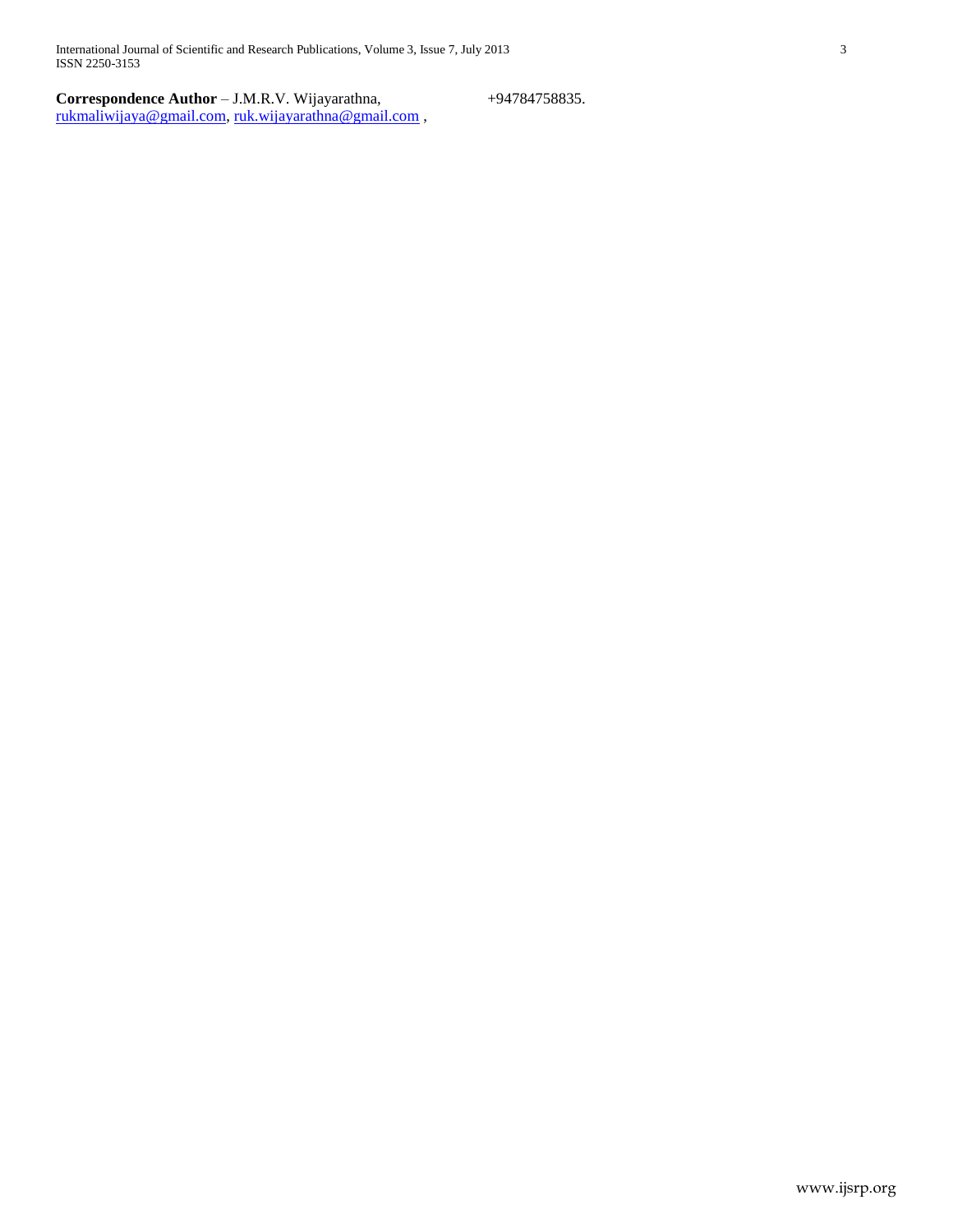**Correspondence Author** – J.M.R.V. Wijayarathna, +94784758835.
rukmaliwijaya@gmail.com, ruk.wijayarathna@gmail.com ,